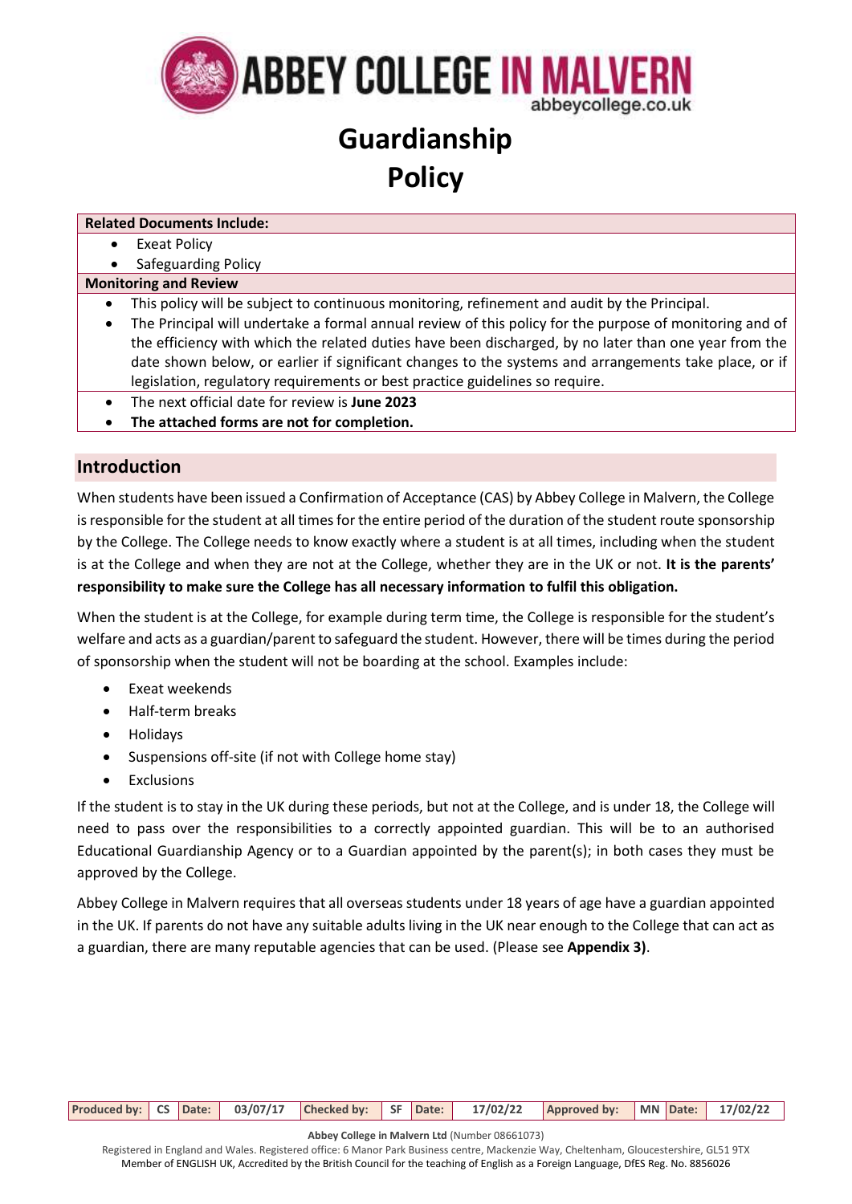# Guardianship Policy

| Related Documents Include: |
| --- |
| • Exeat Policy<br>• Safeguarding Policy |
| **Monitoring and Review** |
| • This policy will be subject to continuous monitoring, refinement and audit by the Principal.<br>• The Principal will undertake a formal annual review of this policy for the purpose of monitoring and of the efficiency with which the related duties have been discharged, by no later than one year from the date shown below, or earlier if significant changes to the systems and arrangements take place, or if legislation, regulatory requirements or best practice guidelines so require. |
| • The next official date for review is **June 2023**<br>• **The attached forms are not for completion.** |

## Introduction

When students have been issued a Confirmation of Acceptance (CAS) by Abbey College in Malvern, the College is responsible for the student at all times for the entire period of the duration of the student route sponsorship by the College. The College needs to know exactly where a student is at all times, including when the student is at the College and when they are not at the College, whether they are in the UK or not. **It is the parents' responsibility to make sure the College has all necessary information to fulfil this obligation.**

When the student is at the College, for example during term time, the College is responsible for the student's welfare and acts as a guardian/parent to safeguard the student. However, there will be times during the period of sponsorship when the student will not be boarding at the school. Examples include:

- Exeat weekends
- Half-term breaks
- Holidays
- Suspensions off-site (if not with College home stay)
- Exclusions

If the student is to stay in the UK during these periods, but not at the College, and is under 18, the College will need to pass over the responsibilities to a correctly appointed guardian. This will be to an authorised Educational Guardianship Agency or to a Guardian appointed by the parent(s); in both cases they must be approved by the College.

Abbey College in Malvern requires that all overseas students under 18 years of age have a guardian appointed in the UK. If parents do not have any suitable adults living in the UK near enough to the College that can act as a guardian, there are many reputable agencies that can be used. (Please see **Appendix 3)**.

| Produced by: | CS | Date: | 03/07/17 | Checked by: | SF | Date: | 17/02/22 | Approved by: | MN | Date: | 17/02/22 |
| --- | --- | --- | --- | --- | --- | --- | --- | --- | --- | --- | --- |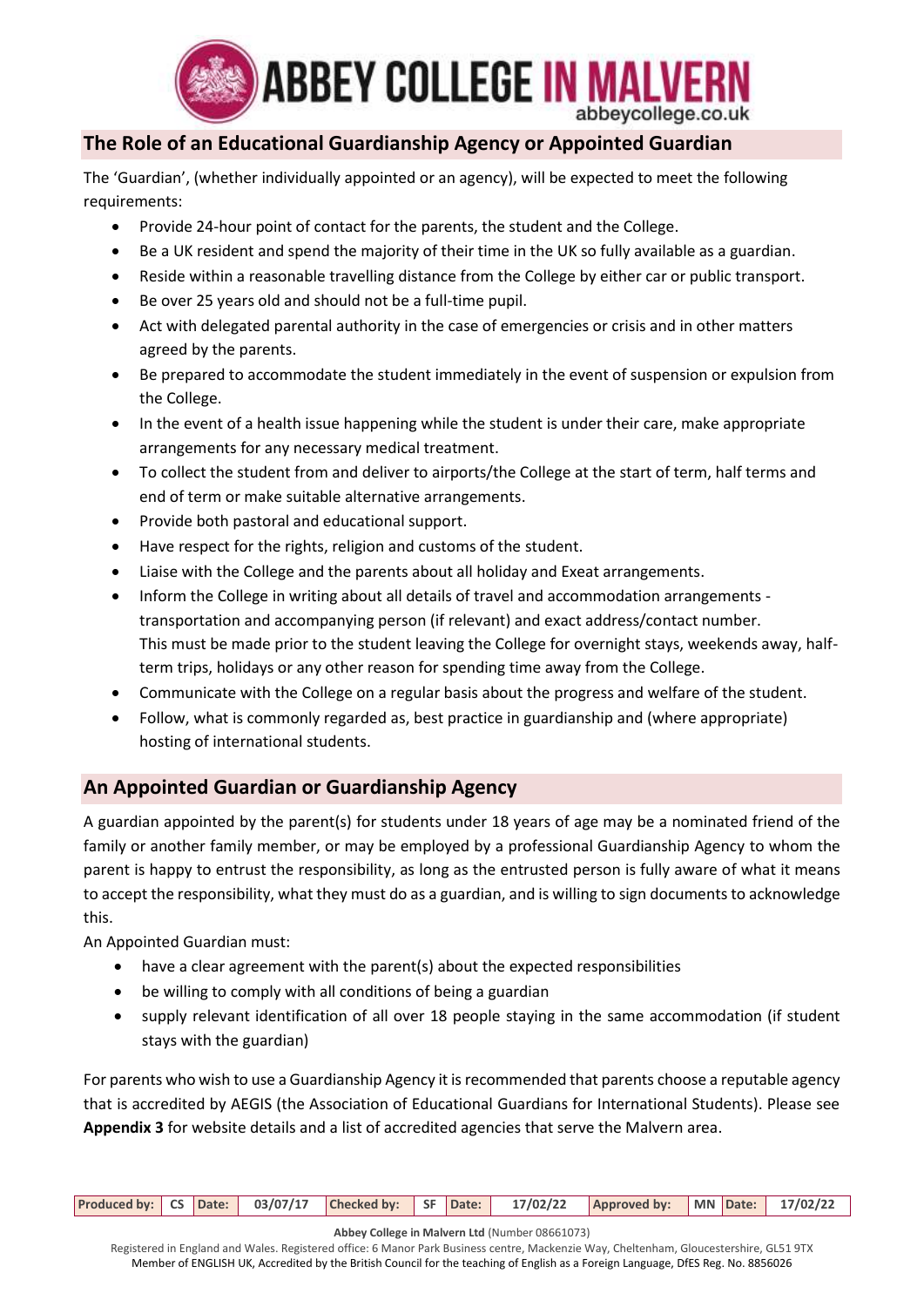## The Role of an Educational Guardianship Agency or Appointed Guardian

The 'Guardian', (whether individually appointed or an agency), will be expected to meet the following requirements:

- Provide 24-hour point of contact for the parents, the student and the College.
- Be a UK resident and spend the majority of their time in the UK so fully available as a guardian.
- Reside within a reasonable travelling distance from the College by either car or public transport.
- Be over 25 years old and should not be a full-time pupil.
- Act with delegated parental authority in the case of emergencies or crisis and in other matters agreed by the parents.
- Be prepared to accommodate the student immediately in the event of suspension or expulsion from the College.
- In the event of a health issue happening while the student is under their care, make appropriate arrangements for any necessary medical treatment.
- To collect the student from and deliver to airports/the College at the start of term, half terms and end of term or make suitable alternative arrangements.
- Provide both pastoral and educational support.
- Have respect for the rights, religion and customs of the student.
- Liaise with the College and the parents about all holiday and Exeat arrangements.
- Inform the College in writing about all details of travel and accommodation arrangements - transportation and accompanying person (if relevant) and exact address/contact number. This must be made prior to the student leaving the College for overnight stays, weekends away, half-term trips, holidays or any other reason for spending time away from the College.
- Communicate with the College on a regular basis about the progress and welfare of the student.
- Follow, what is commonly regarded as, best practice in guardianship and (where appropriate) hosting of international students.

## An Appointed Guardian or Guardianship Agency

A guardian appointed by the parent(s) for students under 18 years of age may be a nominated friend of the family or another family member, or may be employed by a professional Guardianship Agency to whom the parent is happy to entrust the responsibility, as long as the entrusted person is fully aware of what it means to accept the responsibility, what they must do as a guardian, and is willing to sign documents to acknowledge this.

An Appointed Guardian must:

- have a clear agreement with the parent(s) about the expected responsibilities
- be willing to comply with all conditions of being a guardian
- supply relevant identification of all over 18 people staying in the same accommodation (if student stays with the guardian)

For parents who wish to use a Guardianship Agency it is recommended that parents choose a reputable agency that is accredited by AEGIS (the Association of Educational Guardians for International Students). Please see **Appendix 3** for website details and a list of accredited agencies that serve the Malvern area.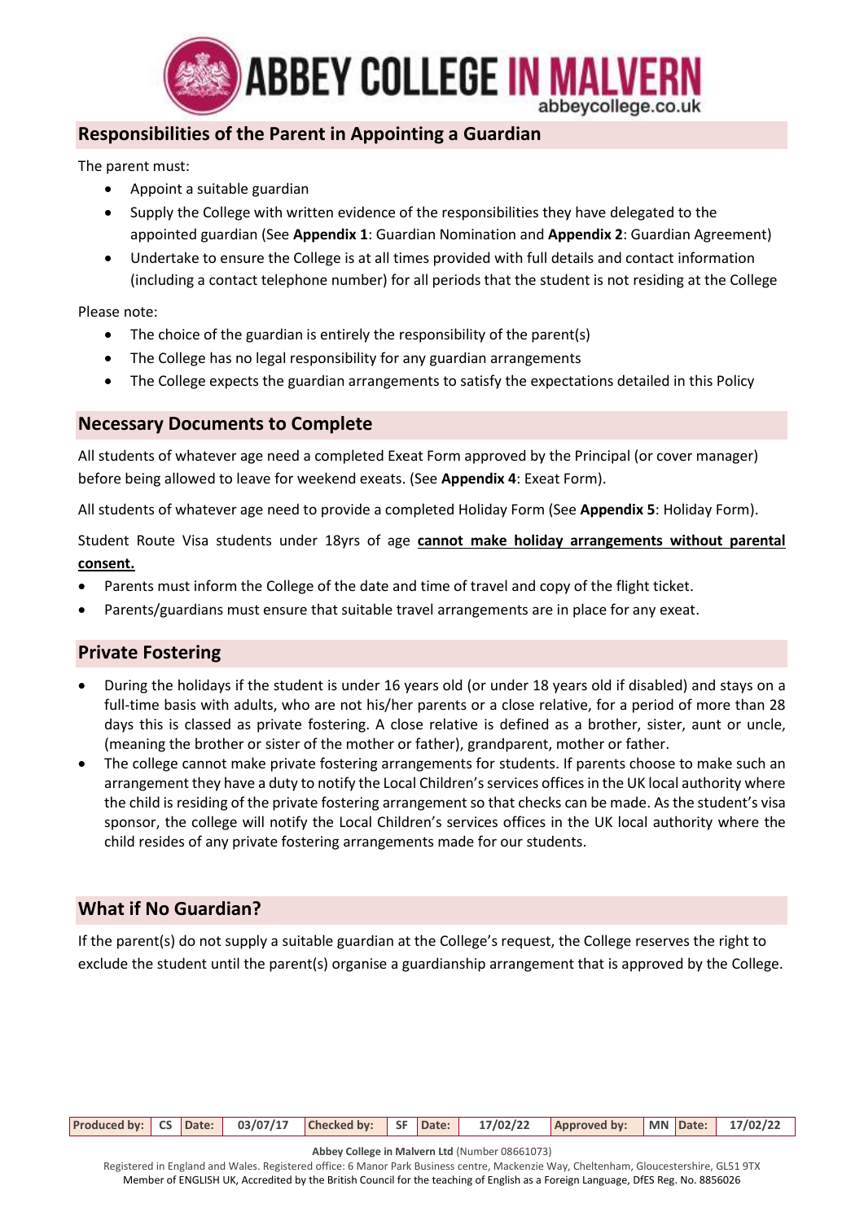## Responsibilities of the Parent in Appointing a Guardian

The parent must:

- Appoint a suitable guardian
- Supply the College with written evidence of the responsibilities they have delegated to the appointed guardian (See **Appendix 1**: Guardian Nomination and **Appendix 2**: Guardian Agreement)
- Undertake to ensure the College is at all times provided with full details and contact information (including a contact telephone number) for all periods that the student is not residing at the College

Please note:

- The choice of the guardian is entirely the responsibility of the parent(s)
- The College has no legal responsibility for any guardian arrangements
- The College expects the guardian arrangements to satisfy the expectations detailed in this Policy

## Necessary Documents to Complete

All students of whatever age need a completed Exeat Form approved by the Principal (or cover manager) before being allowed to leave for weekend exeats. (See **Appendix 4**: Exeat Form).

All students of whatever age need to provide a completed Holiday Form (See **Appendix 5**: Holiday Form).

Student Route Visa students under 18yrs of age **<u>cannot make holiday arrangements without parental consent.</u>**

- Parents must inform the College of the date and time of travel and copy of the flight ticket.
- Parents/guardians must ensure that suitable travel arrangements are in place for any exeat.

## Private Fostering

- During the holidays if the student is under 16 years old (or under 18 years old if disabled) and stays on a full-time basis with adults, who are not his/her parents or a close relative, for a period of more than 28 days this is classed as private fostering. A close relative is defined as a brother, sister, aunt or uncle, (meaning the brother or sister of the mother or father), grandparent, mother or father.
- The college cannot make private fostering arrangements for students. If parents choose to make such an arrangement they have a duty to notify the Local Children's services offices in the UK local authority where the child is residing of the private fostering arrangement so that checks can be made. As the student's visa sponsor, the college will notify the Local Children's services offices in the UK local authority where the child resides of any private fostering arrangements made for our students.

## What if No Guardian?

If the parent(s) do not supply a suitable guardian at the College's request, the College reserves the right to exclude the student until the parent(s) organise a guardianship arrangement that is approved by the College.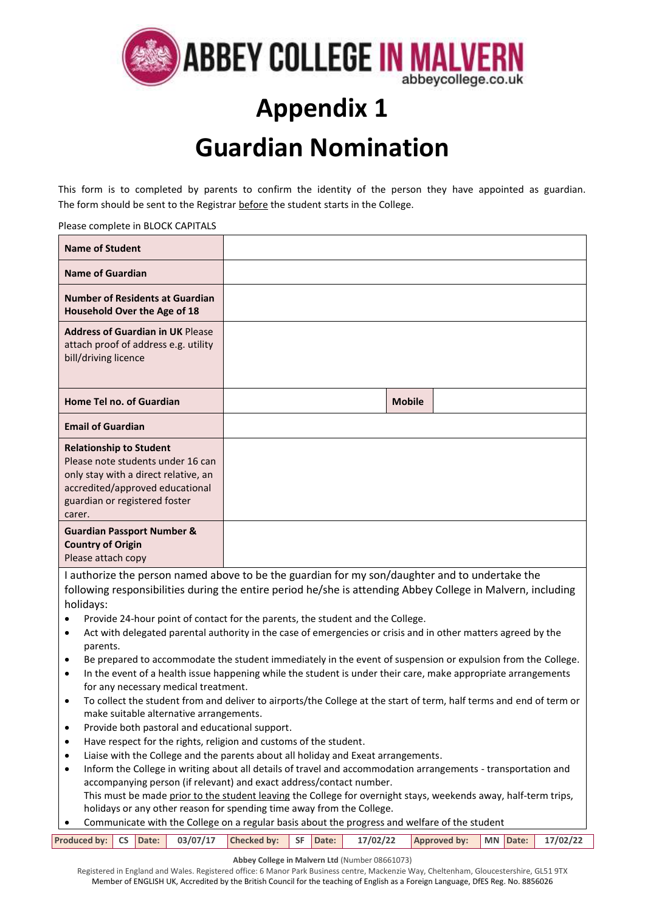# Appendix 1

# Guardian Nomination

This form is to completed by parents to confirm the identity of the person they have appointed as guardian. The form should be sent to the Registrar before the student starts in the College.

Please complete in BLOCK CAPITALS

| | | | |
|---|---|---|---|
| **Name of Student** | | | |
| **Name of Guardian** | | | |
| **Number of Residents at Guardian Household Over the Age of 18** | | | |
| **Address of Guardian in UK** Please attach proof of address e.g. utility bill/driving licence | | | |
| **Home Tel no. of Guardian** | | **Mobile** | |
| **Email of Guardian** | | | |
| **Relationship to Student** Please note students under 16 can only stay with a direct relative, an accredited/approved educational guardian or registered foster carer. | | | |
| **Guardian Passport Number & Country of Origin** Please attach copy | | | |

I authorize the person named above to be the guardian for my son/daughter and to undertake the following responsibilities during the entire period he/she is attending Abbey College in Malvern, including holidays:

- Provide 24-hour point of contact for the parents, the student and the College.
- Act with delegated parental authority in the case of emergencies or crisis and in other matters agreed by the parents.
- Be prepared to accommodate the student immediately in the event of suspension or expulsion from the College.
- In the event of a health issue happening while the student is under their care, make appropriate arrangements for any necessary medical treatment.
- To collect the student from and deliver to airports/the College at the start of term, half terms and end of term or make suitable alternative arrangements.
- Provide both pastoral and educational support.
- Have respect for the rights, religion and customs of the student.
- Liaise with the College and the parents about all holiday and Exeat arrangements.
- Inform the College in writing about all details of travel and accommodation arrangements - transportation and accompanying person (if relevant) and exact address/contact number.
  This must be made prior to the student leaving the College for overnight stays, weekends away, half-term trips, holidays or any other reason for spending time away from the College.
- Communicate with the College on a regular basis about the progress and welfare of the student

| Produced by: | CS | Date: | 03/07/17 | Checked by: | SF | Date: | 17/02/22 | Approved by: | MN | Date: | 17/02/22 |
|---|---|---|---|---|---|---|---|---|---|---|---|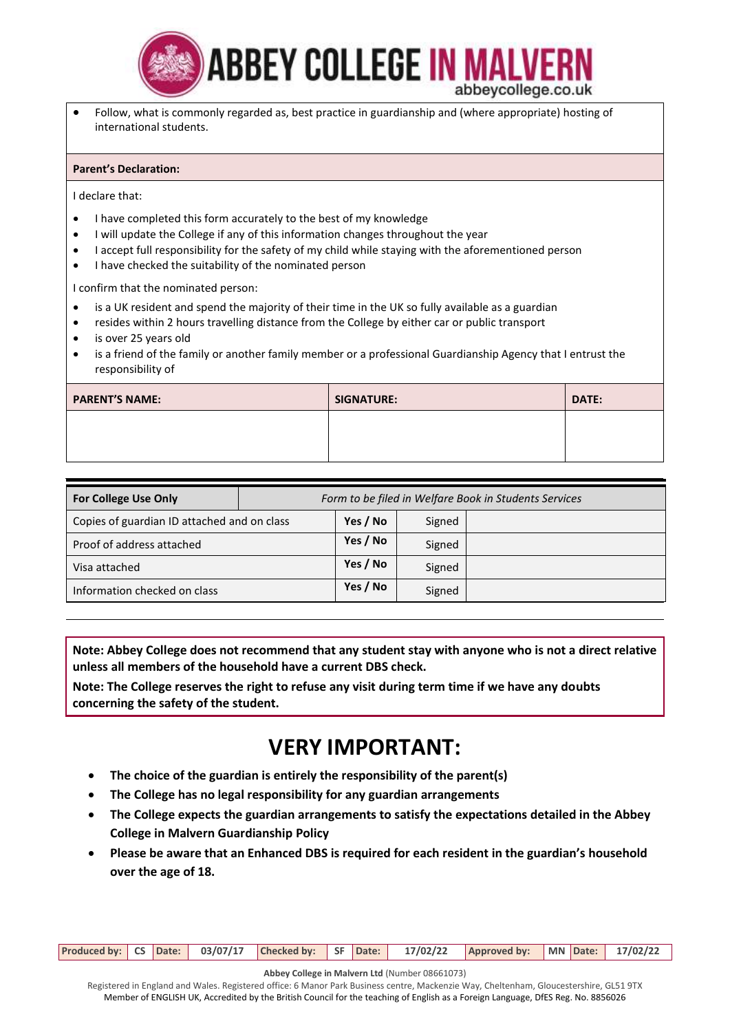- Follow, what is commonly regarded as, best practice in guardianship and (where appropriate) hosting of international students.

**Parent's Declaration:**

I declare that:

- I have completed this form accurately to the best of my knowledge
- I will update the College if any of this information changes throughout the year
- I accept full responsibility for the safety of my child while staying with the aforementioned person
- I have checked the suitability of the nominated person

I confirm that the nominated person:

- is a UK resident and spend the majority of their time in the UK so fully available as a guardian
- resides within 2 hours travelling distance from the College by either car or public transport
- is over 25 years old
- is a friend of the family or another family member or a professional Guardianship Agency that I entrust the responsibility of

| PARENT'S NAME: | SIGNATURE: | DATE: |
| --- | --- | --- |
| | | |

| For College Use Only | *Form to be filed in Welfare Book in Students Services* | | |
| --- | --- | --- | --- |
| Copies of guardian ID attached and on class | **Yes / No** | Signed | |
| Proof of address attached | **Yes / No** | Signed | |
| Visa attached | **Yes / No** | Signed | |
| Information checked on class | **Yes / No** | Signed | |

**Note: Abbey College does not recommend that any student stay with anyone who is not a direct relative unless all members of the household have a current DBS check.**

**Note: The College reserves the right to refuse any visit during term time if we have any doubts concerning the safety of the student.**

# VERY IMPORTANT:

- **The choice of the guardian is entirely the responsibility of the parent(s)**
- **The College has no legal responsibility for any guardian arrangements**
- **The College expects the guardian arrangements to satisfy the expectations detailed in the Abbey College in Malvern Guardianship Policy**
- **Please be aware that an Enhanced DBS is required for each resident in the guardian's household over the age of 18.**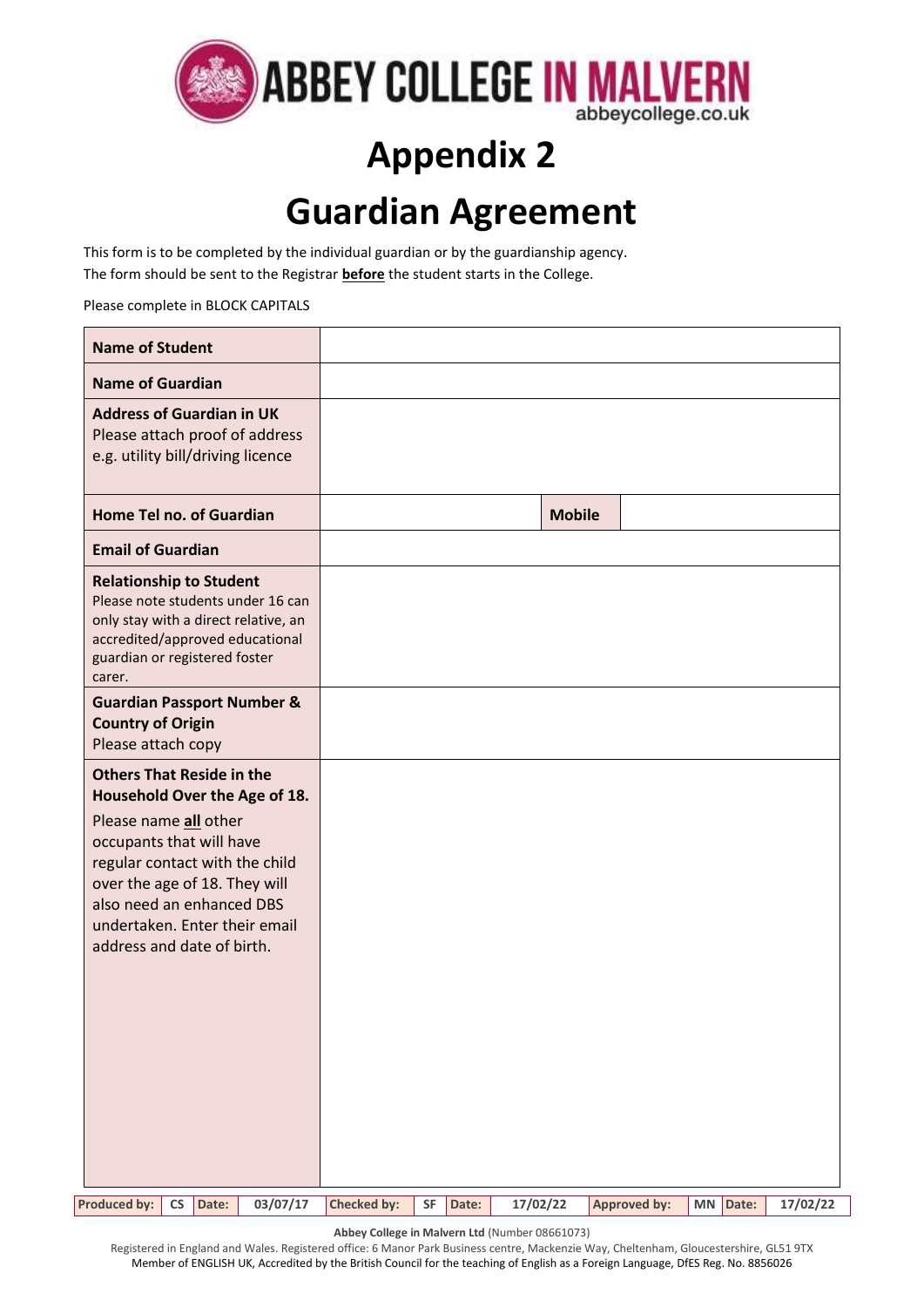# Appendix 2

# Guardian Agreement

This form is to be completed by the individual guardian or by the guardianship agency.
The form should be sent to the Registrar **before** the student starts in the College.

Please complete in BLOCK CAPITALS

| | | | |
|---|---|---|---|
| **Name of Student** | | | |
| **Name of Guardian** | | | |
| **Address of Guardian in UK** Please attach proof of address e.g. utility bill/driving licence | | | |
| **Home Tel no. of Guardian** | | **Mobile** | |
| **Email of Guardian** | | | |
| **Relationship to Student** Please note students under 16 can only stay with a direct relative, an accredited/approved educational guardian or registered foster carer. | | | |
| **Guardian Passport Number & Country of Origin** Please attach copy | | | |
| **Others That Reside in the Household Over the Age of 18.** Please name **all** other occupants that will have regular contact with the child over the age of 18. They will also need an enhanced DBS undertaken. Enter their email address and date of birth. | | | |

| Produced by: | CS | Date: | 03/07/17 | Checked by: | SF | Date: | 17/02/22 | Approved by: | MN | Date: | 17/02/22 |
|---|---|---|---|---|---|---|---|---|---|---|---|

**Abbey College in Malvern Ltd** (Number 08661073)
Registered in England and Wales. Registered office: 6 Manor Park Business centre, Mackenzie Way, Cheltenham, Gloucestershire, GL51 9TX
Member of ENGLISH UK, Accredited by the British Council for the teaching of English as a Foreign Language, DfES Reg. No. 8856026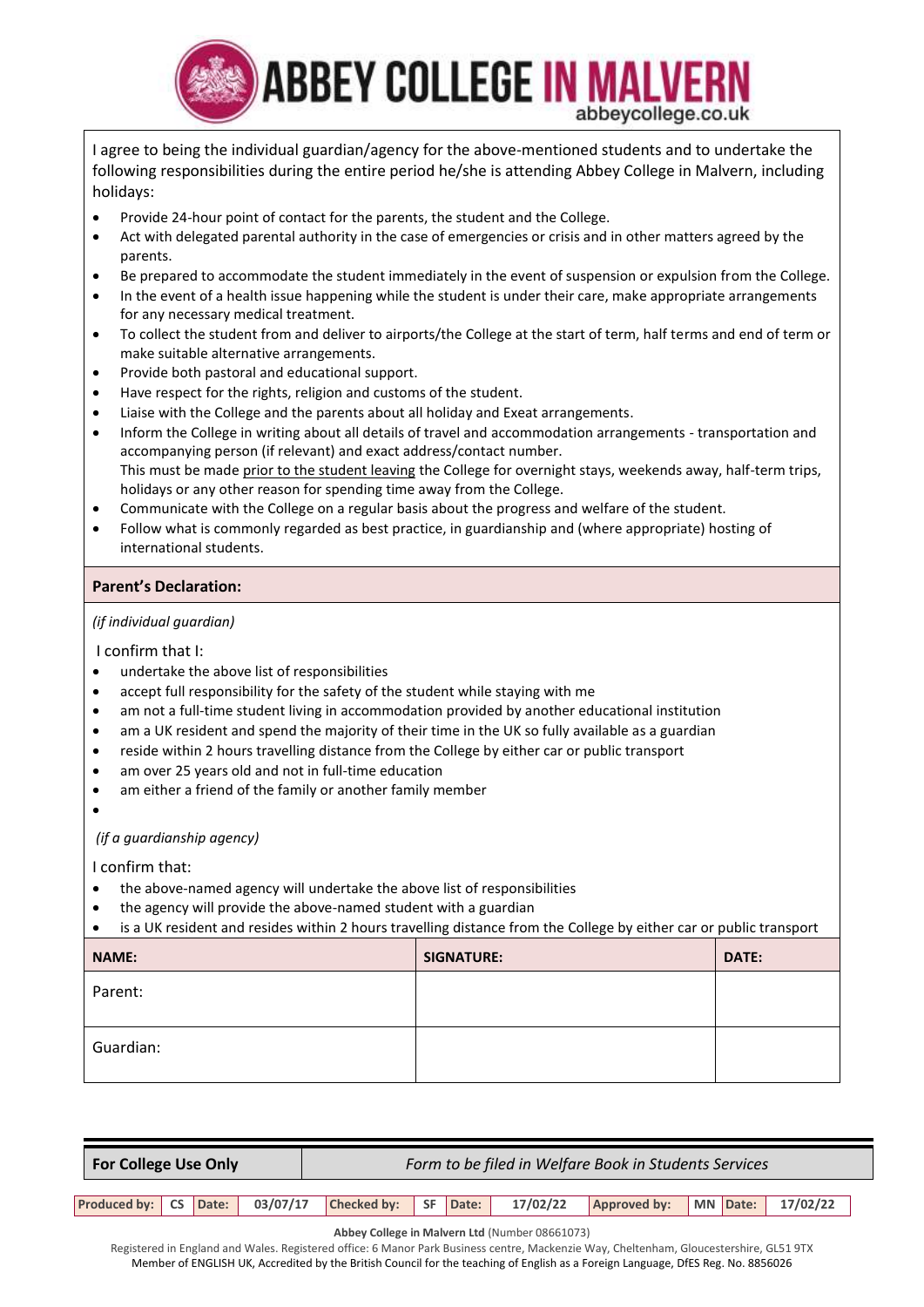I agree to being the individual guardian/agency for the above-mentioned students and to undertake the following responsibilities during the entire period he/she is attending Abbey College in Malvern, including holidays:

- Provide 24-hour point of contact for the parents, the student and the College.
- Act with delegated parental authority in the case of emergencies or crisis and in other matters agreed by the parents.
- Be prepared to accommodate the student immediately in the event of suspension or expulsion from the College.
- In the event of a health issue happening while the student is under their care, make appropriate arrangements for any necessary medical treatment.
- To collect the student from and deliver to airports/the College at the start of term, half terms and end of term or make suitable alternative arrangements.
- Provide both pastoral and educational support.
- Have respect for the rights, religion and customs of the student.
- Liaise with the College and the parents about all holiday and Exeat arrangements.
- Inform the College in writing about all details of travel and accommodation arrangements - transportation and accompanying person (if relevant) and exact address/contact number.
  This must be made prior to the student leaving the College for overnight stays, weekends away, half-term trips, holidays or any other reason for spending time away from the College.
- Communicate with the College on a regular basis about the progress and welfare of the student.
- Follow what is commonly regarded as best practice, in guardianship and (where appropriate) hosting of international students.

**Parent's Declaration:**

*(if individual guardian)*

I confirm that I:

- undertake the above list of responsibilities
- accept full responsibility for the safety of the student while staying with me
- am not a full-time student living in accommodation provided by another educational institution
- am a UK resident and spend the majority of their time in the UK so fully available as a guardian
- reside within 2 hours travelling distance from the College by either car or public transport
- am over 25 years old and not in full-time education
- am either a friend of the family or another family member

*(if a guardianship agency)*

I confirm that:

- the above-named agency will undertake the above list of responsibilities
- the agency will provide the above-named student with a guardian
- is a UK resident and resides within 2 hours travelling distance from the College by either car or public transport

| NAME: | SIGNATURE: | DATE: |
|---|---|---|
| Parent: | | |
| Guardian: | | |

| For College Use Only | *Form to be filed in Welfare Book in Students Services* |
|---|---|

| Produced by: | CS | Date: | 03/07/17 | Checked by: | SF | Date: | 17/02/22 | Approved by: | MN | Date: | 17/02/22 |
|---|---|---|---|---|---|---|---|---|---|---|---|

**Abbey College in Malvern Ltd** (Number 08661073)
Registered in England and Wales. Registered office: 6 Manor Park Business centre, Mackenzie Way, Cheltenham, Gloucestershire, GL51 9TX
Member of ENGLISH UK, Accredited by the British Council for the teaching of English as a Foreign Language, DfES Reg. No. 8856026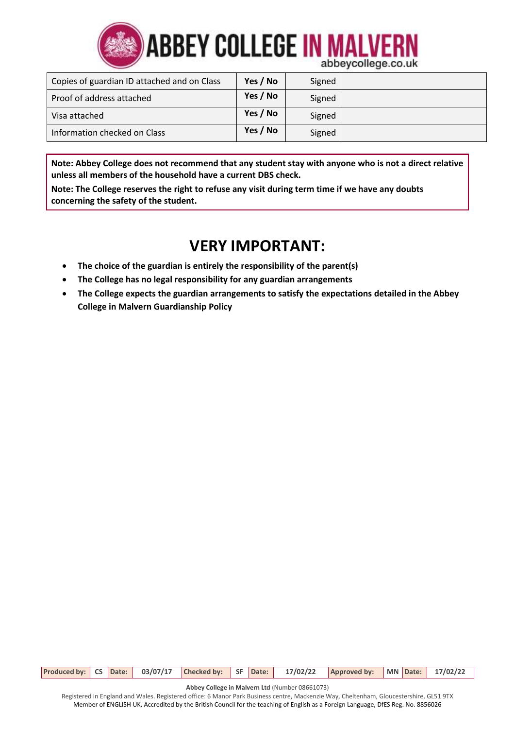| Copies of guardian ID attached and on Class | Yes / No | Signed | |
|---|---|---|---|
| Proof of address attached | Yes / No | Signed | |
| Visa attached | Yes / No | Signed | |
| Information checked on Class | Yes / No | Signed | |

**Note: Abbey College does not recommend that any student stay with anyone who is not a direct relative unless all members of the household have a current DBS check.**

**Note: The College reserves the right to refuse any visit during term time if we have any doubts concerning the safety of the student.**

# VERY IMPORTANT:

- **The choice of the guardian is entirely the responsibility of the parent(s)**
- **The College has no legal responsibility for any guardian arrangements**
- **The College expects the guardian arrangements to satisfy the expectations detailed in the Abbey College in Malvern Guardianship Policy**

| Produced by: | CS | Date: | 03/07/17 | Checked by: | SF | Date: | 17/02/22 | Approved by: | MN | Date: | 17/02/22 |
|---|---|---|---|---|---|---|---|---|---|---|---|

**Abbey College in Malvern Ltd** (Number 08661073)
Registered in England and Wales. Registered office: 6 Manor Park Business centre, Mackenzie Way, Cheltenham, Gloucestershire, GL51 9TX
Member of ENGLISH UK, Accredited by the British Council for the teaching of English as a Foreign Language, DfES Reg. No. 8856026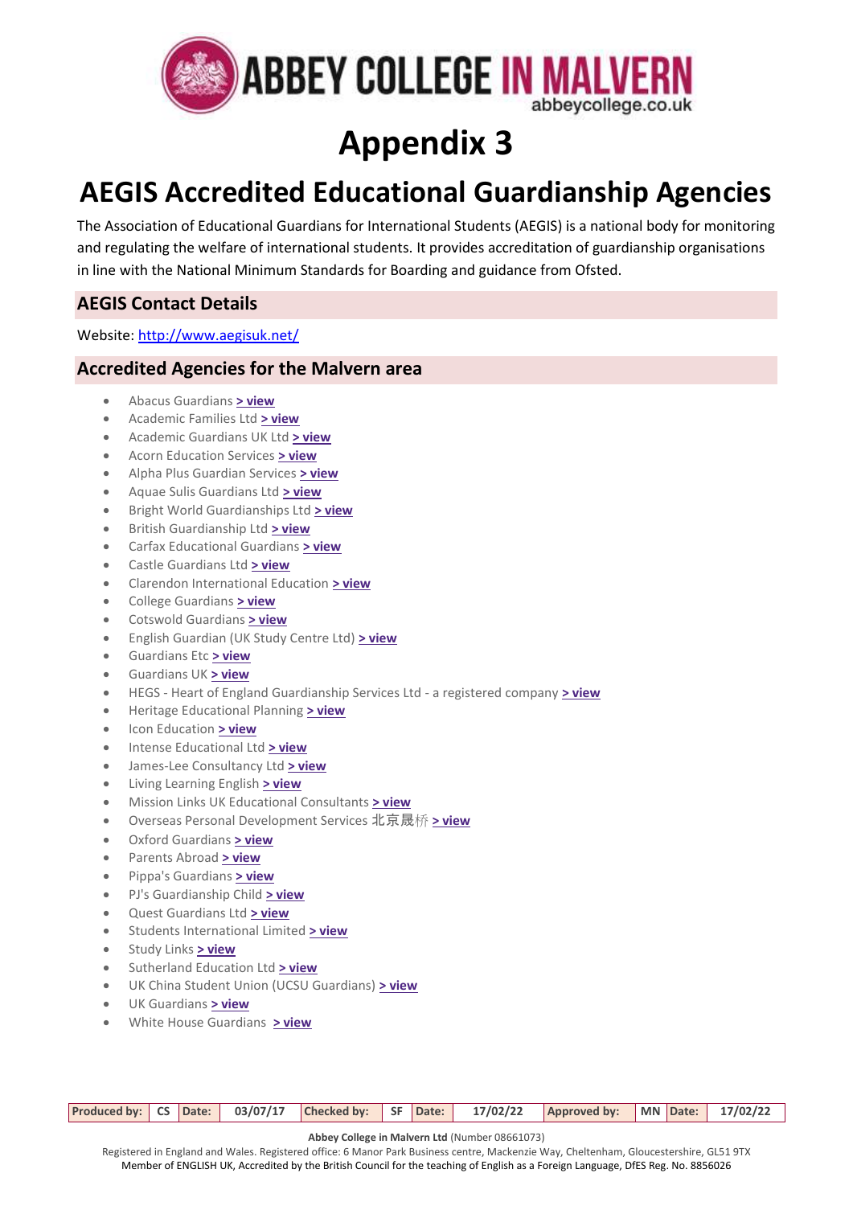# Appendix 3

# AEGIS Accredited Educational Guardianship Agencies

The Association of Educational Guardians for International Students (AEGIS) is a national body for monitoring and regulating the welfare of international students. It provides accreditation of guardianship organisations in line with the National Minimum Standards for Boarding and guidance from Ofsted.

## AEGIS Contact Details

Website: http://www.aegisuk.net/

## Accredited Agencies for the Malvern area

- Abacus Guardians > view
- Academic Families Ltd > view
- Academic Guardians UK Ltd > view
- Acorn Education Services > view
- Alpha Plus Guardian Services > view
- Aquae Sulis Guardians Ltd > view
- Bright World Guardianships Ltd > view
- British Guardianship Ltd > view
- Carfax Educational Guardians > view
- Castle Guardians Ltd > view
- Clarendon International Education > view
- College Guardians > view
- Cotswold Guardians > view
- English Guardian (UK Study Centre Ltd) > view
- Guardians Etc > view
- Guardians UK > view
- HEGS - Heart of England Guardianship Services Ltd - a registered company > view
- Heritage Educational Planning > view
- Icon Education > view
- Intense Educational Ltd > view
- James-Lee Consultancy Ltd > view
- Living Learning English > view
- Mission Links UK Educational Consultants > view
- Overseas Personal Development Services 北京晟桥 > view
- Oxford Guardians > view
- Parents Abroad > view
- Pippa's Guardians > view
- PJ's Guardianship Child > view
- Quest Guardians Ltd > view
- Students International Limited > view
- Study Links > view
- Sutherland Education Ltd > view
- UK China Student Union (UCSU Guardians) > view
- UK Guardians > view
- White House Guardians > view

| Produced by: | CS | Date: | 03/07/17 | Checked by: | SF | Date: | 17/02/22 | Approved by: | MN | Date: | 17/02/22 |
|---|---|---|---|---|---|---|---|---|---|---|---|

**Abbey College in Malvern Ltd** (Number 08661073)
Registered in England and Wales. Registered office: 6 Manor Park Business centre, Mackenzie Way, Cheltenham, Gloucestershire, GL51 9TX
Member of ENGLISH UK, Accredited by the British Council for the teaching of English as a Foreign Language, DfES Reg. No. 8856026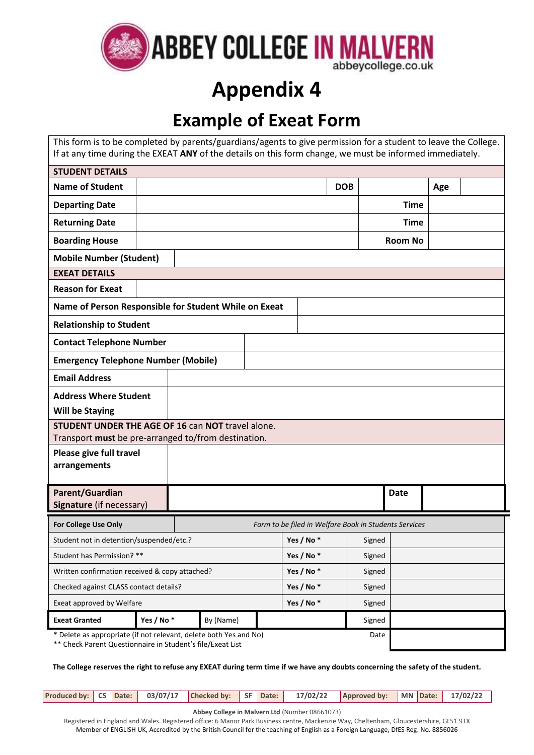# Appendix 4

## Example of Exeat Form

This form is to be completed by parents/guardians/agents to give permission for a student to leave the College. If at any time during the EXEAT **ANY** of the details on this form change, we must be informed immediately.

| **STUDENT DETAILS** | | | | | |
|---|---|---|---|---|---|
| **Name of Student** | | **DOB** | | **Age** | |
| **Departing Date** | | | **Time** | | |
| **Returning Date** | | | **Time** | | |
| **Boarding House** | | | **Room No** | | |
| **Mobile Number (Student)** | | | | | |
| **EXEAT DETAILS** | | | | | |
| **Reason for Exeat** | | | | | |
| **Name of Person Responsible for Student While on Exeat** | | | | | |
| **Relationship to Student** | | | | | |
| **Contact Telephone Number** | | | | | |
| **Emergency Telephone Number (Mobile)** | | | | | |
| **Email Address** | | | | | |
| **Address Where Student Will be Staying** | | | | | |
| **STUDENT UNDER THE AGE OF 16** can **NOT** travel alone. Transport **must** be pre-arranged to/from destination. | | | | | |
| **Please give full travel arrangements** | | | | | |
| **Parent/Guardian Signature** (if necessary) | | | **Date** | | |

| **For College Use Only** | *Form to be filed in Welfare Book in Students Services* | | | |
|---|---|---|---|---|
| Student not in detention/suspended/etc.? | | **Yes / No \*** | Signed | |
| Student has Permission? ** | | **Yes / No \*** | Signed | |
| Written confirmation received & copy attached? | | **Yes / No \*** | Signed | |
| Checked against CLASS contact details? | | **Yes / No \*** | Signed | |
| Exeat approved by Welfare | | **Yes / No \*** | Signed | |
| **Exeat Granted** | **Yes / No \*** | By (Name) | Signed | |
| | | | Date | |

\* Delete as appropriate (if not relevant, delete both Yes and No)
** Check Parent Questionnaire in Student's file/Exeat List

**The College reserves the right to refuse any EXEAT during term time if we have any doubts concerning the safety of the student.**

| Produced by: | CS | Date: | 03/07/17 | Checked by: | SF | Date: | 17/02/22 | Approved by: | MN | Date: | 17/02/22 |
|---|---|---|---|---|---|---|---|---|---|---|---|

**Abbey College in Malvern Ltd** (Number 08661073)
Registered in England and Wales. Registered office: 6 Manor Park Business centre, Mackenzie Way, Cheltenham, Gloucestershire, GL51 9TX
Member of ENGLISH UK, Accredited by the British Council for the teaching of English as a Foreign Language, DfES Reg. No. 8856026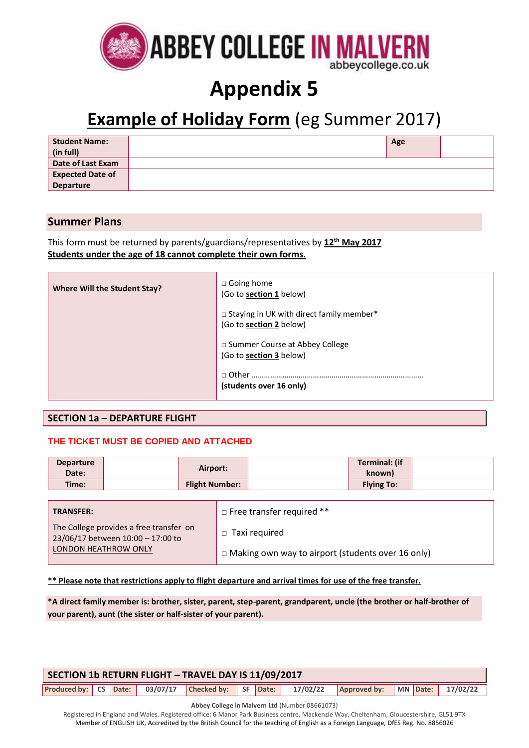# Appendix 5

## Example of Holiday Form (eg Summer 2017)

| Student Name: (in full) | | Age | |
|---|---|---|---|
| Date of Last Exam | | | |
| Expected Date of Departure | | | |

## Summer Plans

This form must be returned by parents/guardians/representatives by **12th May 2017**
**Students under the age of 18 cannot complete their own forms.**

| Where Will the Student Stay? | □ Going home (Go to **section 1** below)<br><br>□ Staying in UK with direct family member* (Go to **section 2** below)<br><br>□ Summer Course at Abbey College (Go to **section 3** below)<br><br>□ Other ………………………………………………………………………… **(students over 16 only)** |
|---|---|

### SECTION 1a – DEPARTURE FLIGHT

**THE TICKET MUST BE COPIED AND ATTACHED**

| Departure Date: | | Airport: | | Terminal: (if known) | |
|---|---|---|---|---|---|
| Time: | | Flight Number: | | Flying To: | |

| **TRANSFER:**<br><br>The College provides a free transfer on 23/06/17 between 10:00 – 17:00 to LONDON HEATHROW ONLY | □ Free transfer required **<br><br>□ Taxi required<br><br>□ Making own way to airport (students over 16 only) |
|---|---|

**** Please note that restrictions apply to flight departure and arrival times for use of the free transfer.**

***A direct family member is: brother, sister, parent, step-parent, grandparent, uncle (the brother or half-brother of your parent), aunt (the sister or half-sister of your parent).**

### SECTION 1b RETURN FLIGHT – TRAVEL DAY IS 11/09/2017

| Produced by: | CS | Date: | 03/07/17 | Checked by: | SF | Date: | 17/02/22 | Approved by: | MN | Date: | 17/02/22 |
|---|---|---|---|---|---|---|---|---|---|---|---|

**Abbey College in Malvern Ltd** (Number 08661073)
Registered in England and Wales. Registered office: 6 Manor Park Business centre, Mackenzie Way, Cheltenham, Gloucestershire, GL51 9TX
Member of ENGLISH UK, Accredited by the British Council for the teaching of English as a Foreign Language, DfES Reg. No. 8856026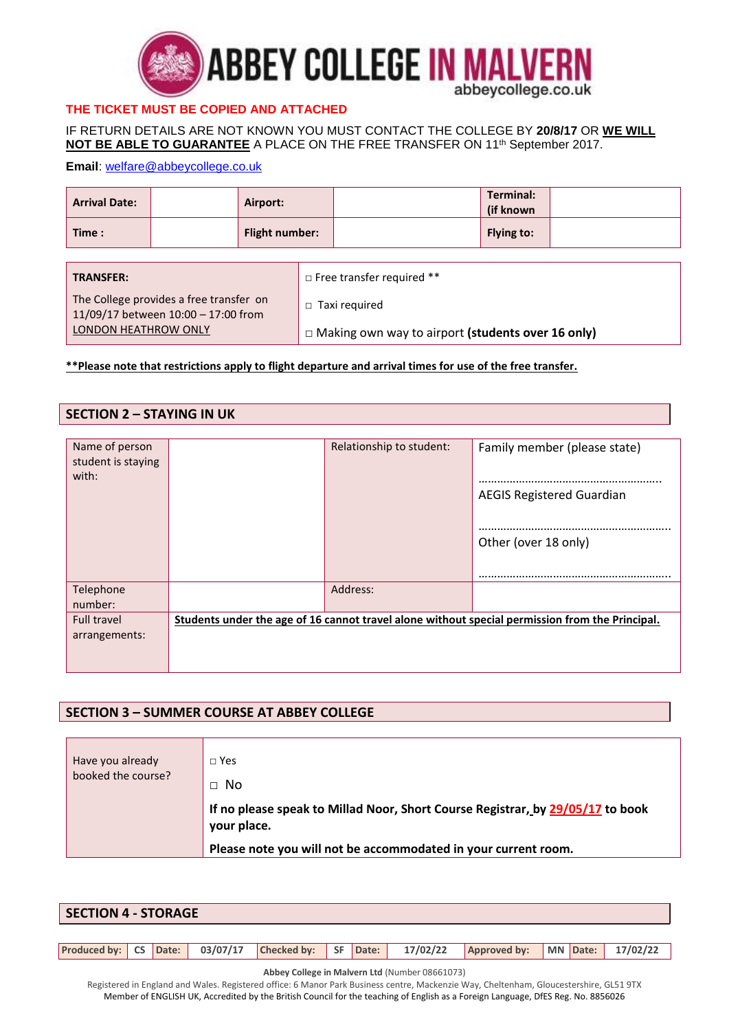**ABBEY COLLEGE IN MALVERN**
abbeycollege.co.uk

**THE TICKET MUST BE COPIED AND ATTACHED**

IF RETURN DETAILS ARE NOT KNOWN YOU MUST CONTACT THE COLLEGE BY **20/8/17** OR **WE WILL NOT BE ABLE TO GUARANTEE** A PLACE ON THE FREE TRANSFER ON 11th September 2017.

**Email**: welfare@abbeycollege.co.uk

| **Arrival Date:** | | **Airport:** | | **Terminal: (if known** | |
|---|---|---|---|---|---|
| **Time :** | | **Flight number:** | | **Flying to:** | |

| **TRANSFER:** The College provides a free transfer on 11/09/17 between 10:00 – 17:00 from LONDON HEATHROW ONLY | □ Free transfer required ** □ Taxi required □ Making own way to airport **(students over 16 only)** |
|---|---|

****Please note that restrictions apply to flight departure and arrival times for use of the free transfer.**

## SECTION 2 – STAYING IN UK

| Name of person student is staying with: | | Relationship to student: | Family member (please state) …………………………………………………. AEGIS Registered Guardian ……………………………………………………. Other (over 18 only) ……………………………………………………. |
|---|---|---|---|
| Telephone number: | | Address: | |
| Full travel arrangements: | **Students under the age of 16 cannot travel alone without special permission from the Principal.** | | |

## SECTION 3 – SUMMER COURSE AT ABBEY COLLEGE

| Have you already booked the course? | □ Yes □ No **If no please speak to Millad Noor, Short Course Registrar, by 29/05/17 to book your place.** **Please note you will not be accommodated in your current room.** |
|---|---|

## SECTION 4 - STORAGE

| Produced by: | CS | Date: | 03/07/17 | Checked by: | SF | Date: | 17/02/22 | Approved by: | MN | Date: | 17/02/22 |
|---|---|---|---|---|---|---|---|---|---|---|---|

**Abbey College in Malvern Ltd** (Number 08661073)
Registered in England and Wales. Registered office: 6 Manor Park Business centre, Mackenzie Way, Cheltenham, Gloucestershire, GL51 9TX
Member of ENGLISH UK, Accredited by the British Council for the teaching of English as a Foreign Language, DfES Reg. No. 8856026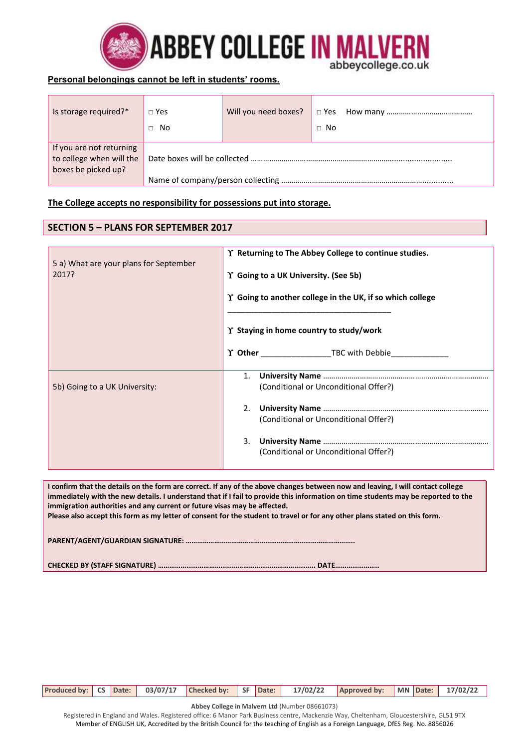**Personal belongings cannot be left in students' rooms.**

| | | | |
|---|---|---|---|
| Is storage required?* | □ Yes<br>□ No | Will you need boxes? | □ Yes How many ……………………………………<br>□ No |
| If you are not returning to college when will the boxes be picked up? | Date boxes will be collected ……………………………………………………………………...................<br>Name of company/person collecting ………………………………………………………………........... | | |

**The College accepts no responsibility for possessions put into storage.**

## SECTION 5 – PLANS FOR SEPTEMBER 2017

| | |
|---|---|
| 5 a) What are your plans for September 2017? | ϒ **Returning to The Abbey College to continue studies.**<br>ϒ **Going to a UK University. (See 5b)**<br>ϒ **Going to another college in the UK, if so which college** ______________________________________<br>ϒ **Staying in home country to study/work**<br>ϒ **Other** _______________TBC with Debbie_____________ |
| 5b) Going to a UK University: | 1. **University Name** ……………………………………………………………………… (Conditional or Unconditional Offer?)<br>2. **University Name** ……………………………………………………………………… (Conditional or Unconditional Offer?)<br>3. **University Name** ……………………………………………………………………… (Conditional or Unconditional Offer?) |

**I confirm that the details on the form are correct. If any of the above changes between now and leaving, I will contact college immediately with the new details. I understand that if I fail to provide this information on time students may be reported to the immigration authorities and any current or future visas may be affected.**
**Please also accept this form as my letter of consent for the student to travel or for any other plans stated on this form.**

**PARENT/AGENT/GUARDIAN SIGNATURE: …………………………………………………………………………….**

**CHECKED BY (STAFF SIGNATURE) ………………………………………………………………………. DATE…………………..**

| Produced by: | CS | Date: | 03/07/17 | Checked by: | SF | Date: | 17/02/22 | Approved by: | MN | Date: | 17/02/22 |
|---|---|---|---|---|---|---|---|---|---|---|---|

**Abbey College in Malvern Ltd** (Number 08661073)
Registered in England and Wales. Registered office: 6 Manor Park Business centre, Mackenzie Way, Cheltenham, Gloucestershire, GL51 9TX
Member of ENGLISH UK, Accredited by the British Council for the teaching of English as a Foreign Language, DfES Reg. No. 8856026